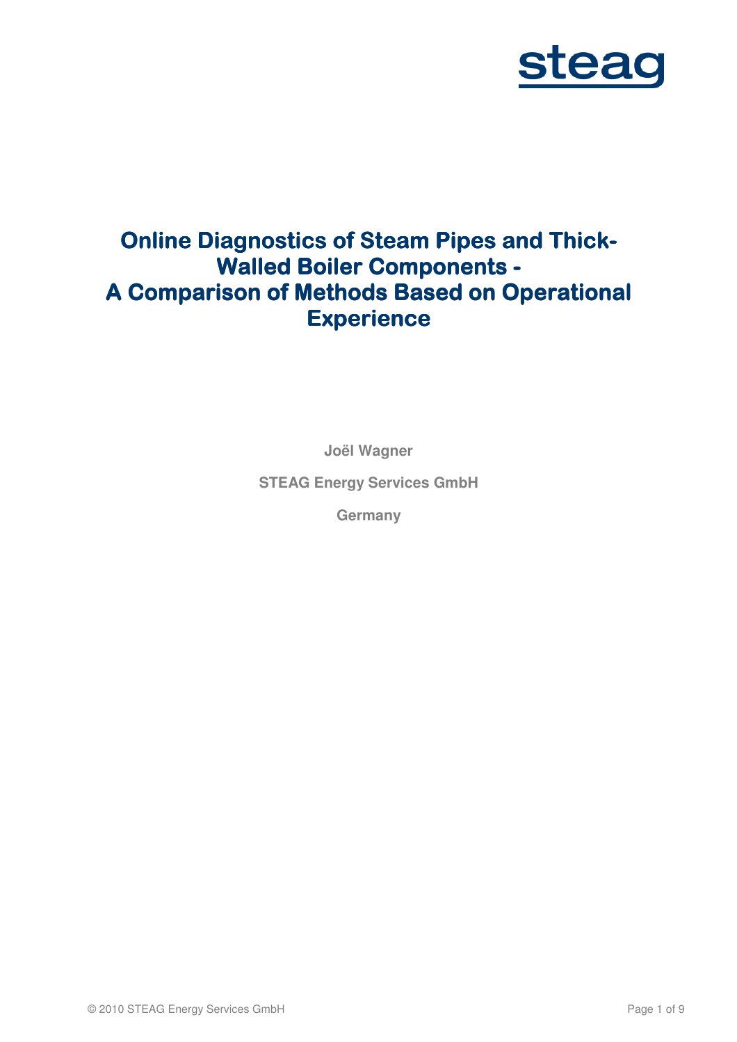steag

# Online Diagnostics of Steam Pipes and Thick-Walled Boiler Components - A Comparison of Methods Based on Operational Experience

**Joël Wagner**

**STEAG Energy Services GmbH**

**Germany**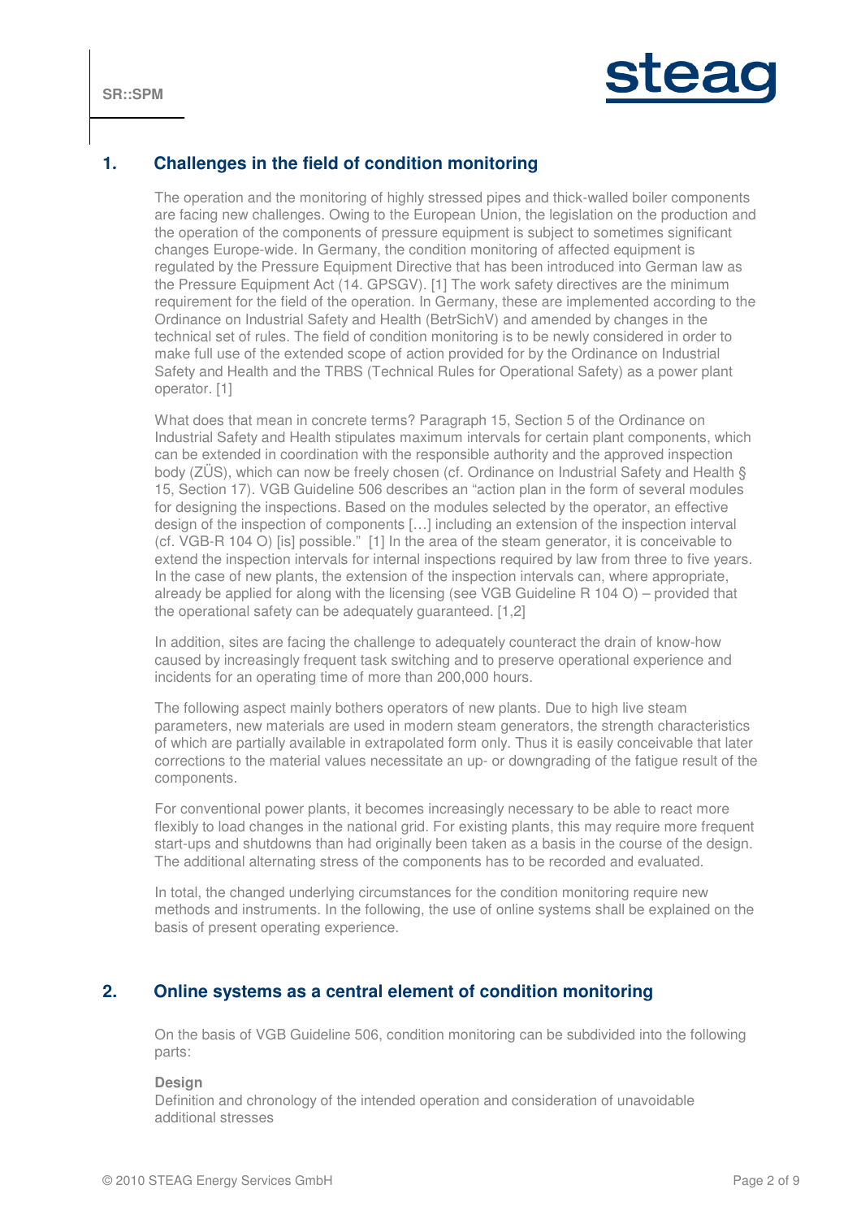## 1. Challenges in the field of condition monitoring

The operation and the monitoring of highly stressed pipes and thick-walled boiler components are facing new challenges. Owing to the European Union, the legislation on the production and the operation of the components of pressure equipment is subject to sometimes significant changes Europe-wide. In Germany, the condition monitoring of affected equipment is regulated by the Pressure Equipment Directive that has been introduced into German law as the Pressure Equipment Act (14. GPSGV). [1] The work safety directives are the minimum requirement for the field of the operation. In Germany, these are implemented according to the Ordinance on Industrial Safety and Health (BetrSichV) and amended by changes in the technical set of rules. The field of condition monitoring is to be newly considered in order to make full use of the extended scope of action provided for by the Ordinance on Industrial Safety and Health and the TRBS (Technical Rules for Operational Safety) as a power plant operator. [1]

What does that mean in concrete terms? Paragraph 15, Section 5 of the Ordinance on Industrial Safety and Health stipulates maximum intervals for certain plant components, which can be extended in coordination with the responsible authority and the approved inspection body (ZÜS), which can now be freely chosen (cf. Ordinance on Industrial Safety and Health § 15, Section 17). VGB Guideline 506 describes an "action plan in the form of several modules for designing the inspections. Based on the modules selected by the operator, an effective design of the inspection of components […] including an extension of the inspection interval (cf. VGB-R 104 O) [is] possible." [1] In the area of the steam generator, it is conceivable to extend the inspection intervals for internal inspections required by law from three to five years. In the case of new plants, the extension of the inspection intervals can, where appropriate, already be applied for along with the licensing (see VGB Guideline R 104 O) – provided that the operational safety can be adequately guaranteed. [1,2]

In addition, sites are facing the challenge to adequately counteract the drain of know-how caused by increasingly frequent task switching and to preserve operational experience and incidents for an operating time of more than 200,000 hours.

The following aspect mainly bothers operators of new plants. Due to high live steam parameters, new materials are used in modern steam generators, the strength characteristics of which are partially available in extrapolated form only. Thus it is easily conceivable that later corrections to the material values necessitate an up- or downgrading of the fatigue result of the components.

For conventional power plants, it becomes increasingly necessary to be able to react more flexibly to load changes in the national grid. For existing plants, this may require more frequent start-ups and shutdowns than had originally been taken as a basis in the course of the design. The additional alternating stress of the components has to be recorded and evaluated.

In total, the changed underlying circumstances for the condition monitoring require new methods and instruments. In the following, the use of online systems shall be explained on the basis of present operating experience.

## 2. Online systems as a central element of condition monitoring

On the basis of VGB Guideline 506, condition monitoring can be subdivided into the following parts:

**Design**
Definition and chronology of the intended operation and consideration of unavoidable additional stresses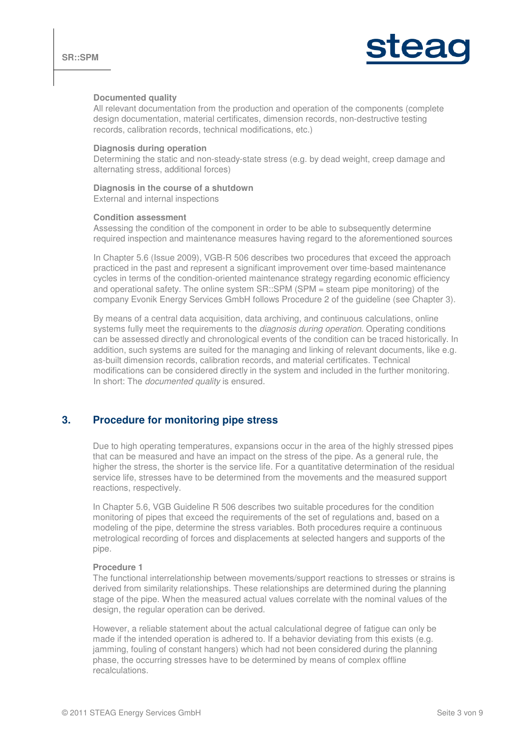**Documented quality**
All relevant documentation from the production and operation of the components (complete design documentation, material certificates, dimension records, non-destructive testing records, calibration records, technical modifications, etc.)

**Diagnosis during operation**
Determining the static and non-steady-state stress (e.g. by dead weight, creep damage and alternating stress, additional forces)

**Diagnosis in the course of a shutdown**
External and internal inspections

**Condition assessment**
Assessing the condition of the component in order to be able to subsequently determine required inspection and maintenance measures having regard to the aforementioned sources

In Chapter 5.6 (Issue 2009), VGB-R 506 describes two procedures that exceed the approach practiced in the past and represent a significant improvement over time-based maintenance cycles in terms of the condition-oriented maintenance strategy regarding economic efficiency and operational safety. The online system SR::SPM (SPM = steam pipe monitoring) of the company Evonik Energy Services GmbH follows Procedure 2 of the guideline (see Chapter 3).

By means of a central data acquisition, data archiving, and continuous calculations, online systems fully meet the requirements to the *diagnosis during operation*. Operating conditions can be assessed directly and chronological events of the condition can be traced historically. In addition, such systems are suited for the managing and linking of relevant documents, like e.g. as-built dimension records, calibration records, and material certificates. Technical modifications can be considered directly in the system and included in the further monitoring. In short: The *documented quality* is ensured.

## 3. Procedure for monitoring pipe stress

Due to high operating temperatures, expansions occur in the area of the highly stressed pipes that can be measured and have an impact on the stress of the pipe. As a general rule, the higher the stress, the shorter is the service life. For a quantitative determination of the residual service life, stresses have to be determined from the movements and the measured support reactions, respectively.

In Chapter 5.6, VGB Guideline R 506 describes two suitable procedures for the condition monitoring of pipes that exceed the requirements of the set of regulations and, based on a modeling of the pipe, determine the stress variables. Both procedures require a continuous metrological recording of forces and displacements at selected hangers and supports of the pipe.

**Procedure 1**
The functional interrelationship between movements/support reactions to stresses or strains is derived from similarity relationships. These relationships are determined during the planning stage of the pipe. When the measured actual values correlate with the nominal values of the design, the regular operation can be derived.

However, a reliable statement about the actual calculational degree of fatigue can only be made if the intended operation is adhered to. If a behavior deviating from this exists (e.g. jamming, fouling of constant hangers) which had not been considered during the planning phase, the occurring stresses have to be determined by means of complex offline recalculations.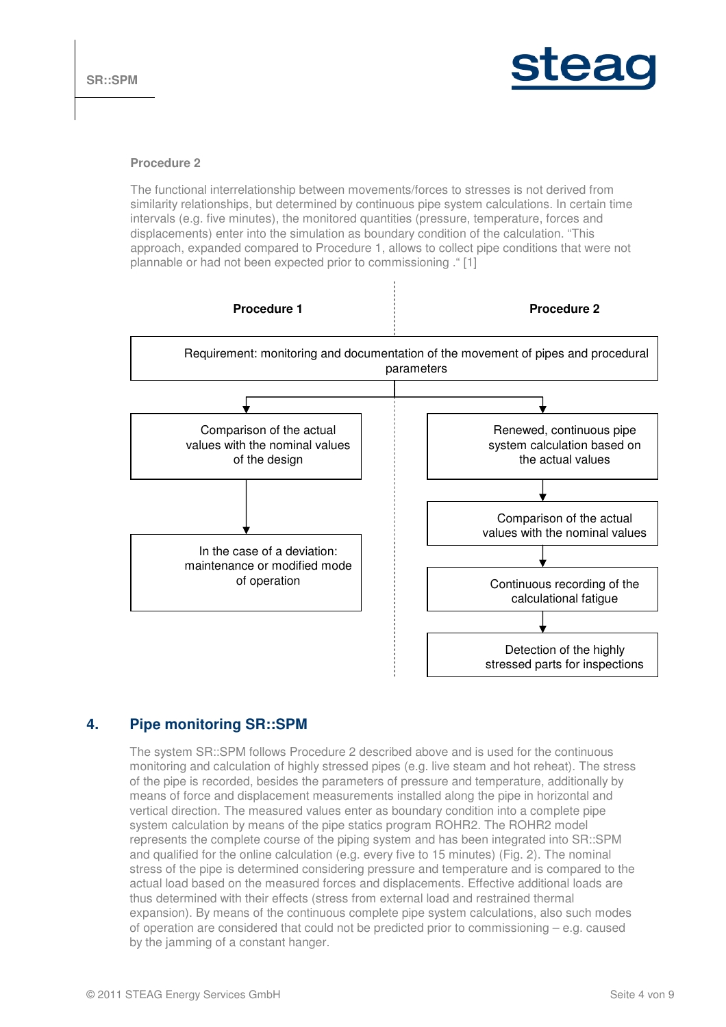### Procedure 2

The functional interrelationship between movements/forces to stresses is not derived from similarity relationships, but determined by continuous pipe system calculations. In certain time intervals (e.g. five minutes), the monitored quantities (pressure, temperature, forces and displacements) enter into the simulation as boundary condition of the calculation. "This approach, expanded compared to Procedure 1, allows to collect pipe conditions that were not plannable or had not been expected prior to commissioning ." [1]

| Procedure 1 | Procedure 2 |
|---|---|
| Requirement: monitoring and documentation of the movement of pipes and procedural parameters | |
| Comparison of the actual values with the nominal values of the design | Renewed, continuous pipe system calculation based on the actual values |
| In the case of a deviation: maintenance or modified mode of operation | Comparison of the actual values with the nominal values |
| | Continuous recording of the calculational fatigue |
| | Detection of the highly stressed parts for inspections |

## 4. Pipe monitoring SR::SPM

The system SR::SPM follows Procedure 2 described above and is used for the continuous monitoring and calculation of highly stressed pipes (e.g. live steam and hot reheat). The stress of the pipe is recorded, besides the parameters of pressure and temperature, additionally by means of force and displacement measurements installed along the pipe in horizontal and vertical direction. The measured values enter as boundary condition into a complete pipe system calculation by means of the pipe statics program ROHR2. The ROHR2 model represents the complete course of the piping system and has been integrated into SR::SPM and qualified for the online calculation (e.g. every five to 15 minutes) (Fig. 2). The nominal stress of the pipe is determined considering pressure and temperature and is compared to the actual load based on the measured forces and displacements. Effective additional loads are thus determined with their effects (stress from external load and restrained thermal expansion). By means of the continuous complete pipe system calculations, also such modes of operation are considered that could not be predicted prior to commissioning – e.g. caused by the jamming of a constant hanger.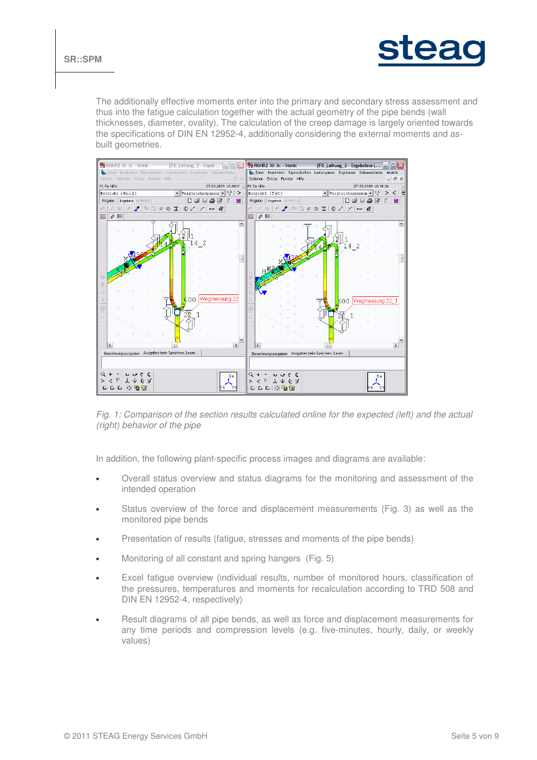The additionally effective moments enter into the primary and secondary stress assessment and thus into the fatigue calculation together with the actual geometry of the pipe bends (wall thicknesses, diameter, ovality). The calculation of the creep damage is largely oriented towards the specifications of DIN EN 12952-4, additionally considering the external moments and as-built geometries.

*Fig. 1: Comparison of the section results calculated online for the expected (left) and the actual (right) behavior of the pipe*

In addition, the following plant-specific process images and diagrams are available:

- Overall status overview and status diagrams for the monitoring and assessment of the intended operation
- Status overview of the force and displacement measurements (Fig. 3) as well as the monitored pipe bends
- Presentation of results (fatigue, stresses and moments of the pipe bends)
- Monitoring of all constant and spring hangers (Fig. 5)
- Excel fatigue overview (individual results, number of monitored hours, classification of the pressures, temperatures and moments for recalculation according to TRD 508 and DIN EN 12952-4, respectively)
- Result diagrams of all pipe bends, as well as force and displacement measurements for any time periods and compression levels (e.g. five-minutes, hourly, daily, or weekly values)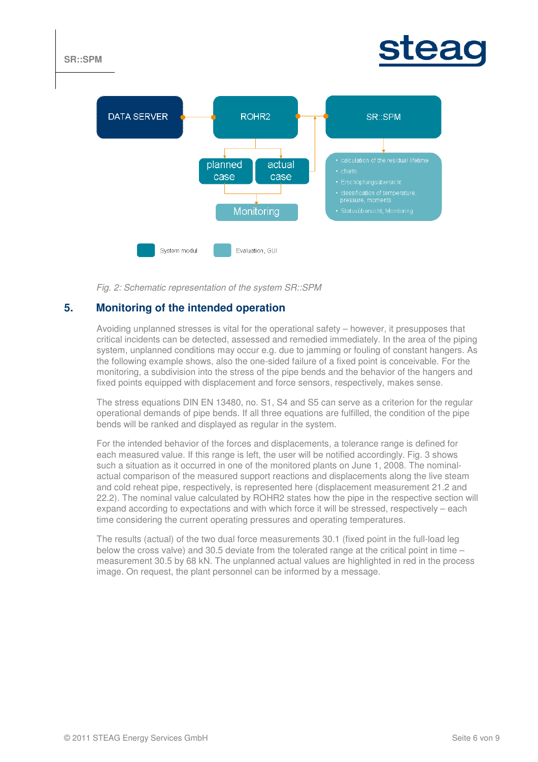DATA SERVER

ROHR2

SR::SPM

planned case

actual case

Monitoring

- calculation of the residual lifetime
- charts
- Erschöpfungsübersicht
- classification of temperature, pressure, moments
- Statusübersicht, Monitoring

System modul

Evaluation, GUI

*Fig. 2: Schematic representation of the system SR::SPM*

## 5. Monitoring of the intended operation

Avoiding unplanned stresses is vital for the operational safety – however, it presupposes that critical incidents can be detected, assessed and remedied immediately. In the area of the piping system, unplanned conditions may occur e.g. due to jamming or fouling of constant hangers. As the following example shows, also the one-sided failure of a fixed point is conceivable. For the monitoring, a subdivision into the stress of the pipe bends and the behavior of the hangers and fixed points equipped with displacement and force sensors, respectively, makes sense.

The stress equations DIN EN 13480, no. S1, S4 and S5 can serve as a criterion for the regular operational demands of pipe bends. If all three equations are fulfilled, the condition of the pipe bends will be ranked and displayed as regular in the system.

For the intended behavior of the forces and displacements, a tolerance range is defined for each measured value. If this range is left, the user will be notified accordingly. Fig. 3 shows such a situation as it occurred in one of the monitored plants on June 1, 2008. The nominal-actual comparison of the measured support reactions and displacements along the live steam and cold reheat pipe, respectively, is represented here (displacement measurement 21.2 and 22.2). The nominal value calculated by ROHR2 states how the pipe in the respective section will expand according to expectations and with which force it will be stressed, respectively – each time considering the current operating pressures and operating temperatures.

The results (actual) of the two dual force measurements 30.1 (fixed point in the full-load leg below the cross valve) and 30.5 deviate from the tolerated range at the critical point in time – measurement 30.5 by 68 kN. The unplanned actual values are highlighted in red in the process image. On request, the plant personnel can be informed by a message.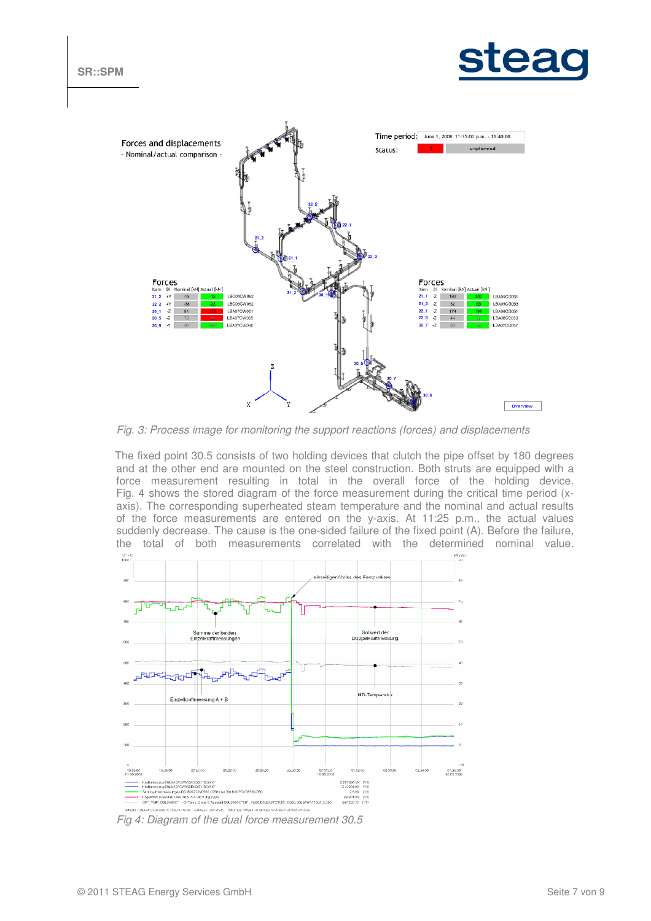Fig. 3: Process image for monitoring the support reactions (forces) and displacements

The fixed point 30.5 consists of two holding devices that clutch the pipe offset by 180 degrees and at the other end are mounted on the steel construction. Both struts are equipped with a force measurement resulting in total in the overall force of the holding device. Fig. 4 shows the stored diagram of the force measurement during the critical time period (x-axis). The corresponding superheated steam temperature and the nominal and actual results of the force measurements are entered on the y-axis. At 11:25 p.m., the actual values suddenly decrease. The cause is the one-sided failure of the fixed point (A). Before the failure, the total of both measurements correlated with the determined nominal value.

Fig 4: Diagram of the dual force measurement 30.5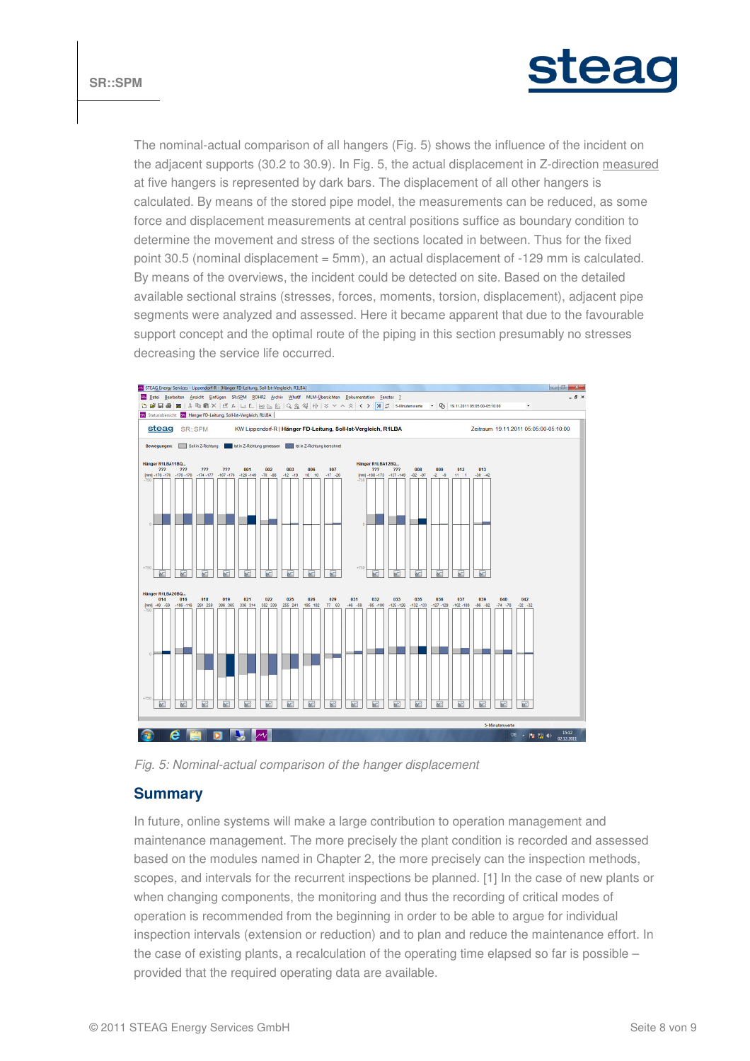The nominal-actual comparison of all hangers (Fig. 5) shows the influence of the incident on the adjacent supports (30.2 to 30.9). In Fig. 5, the actual displacement in Z-direction measured at five hangers is represented by dark bars. The displacement of all other hangers is calculated. By means of the stored pipe model, the measurements can be reduced, as some force and displacement measurements at central positions suffice as boundary condition to determine the movement and stress of the sections located in between. Thus for the fixed point 30.5 (nominal displacement = 5mm), an actual displacement of -129 mm is calculated. By means of the overviews, the incident could be detected on site. Based on the detailed available sectional strains (stresses, forces, moments, torsion, displacement), adjacent pipe segments were analyzed and assessed. Here it became apparent that due to the favourable support concept and the optimal route of the piping in this section presumably no stresses decreasing the service life occurred.

*Fig. 5: Nominal-actual comparison of the hanger displacement*

## Summary

In future, online systems will make a large contribution to operation management and maintenance management. The more precisely the plant condition is recorded and assessed based on the modules named in Chapter 2, the more precisely can the inspection methods, scopes, and intervals for the recurrent inspections be planned. [1] In the case of new plants or when changing components, the monitoring and thus the recording of critical modes of operation is recommended from the beginning in order to be able to argue for individual inspection intervals (extension or reduction) and to plan and reduce the maintenance effort. In the case of existing plants, a recalculation of the operating time elapsed so far is possible – provided that the required operating data are available.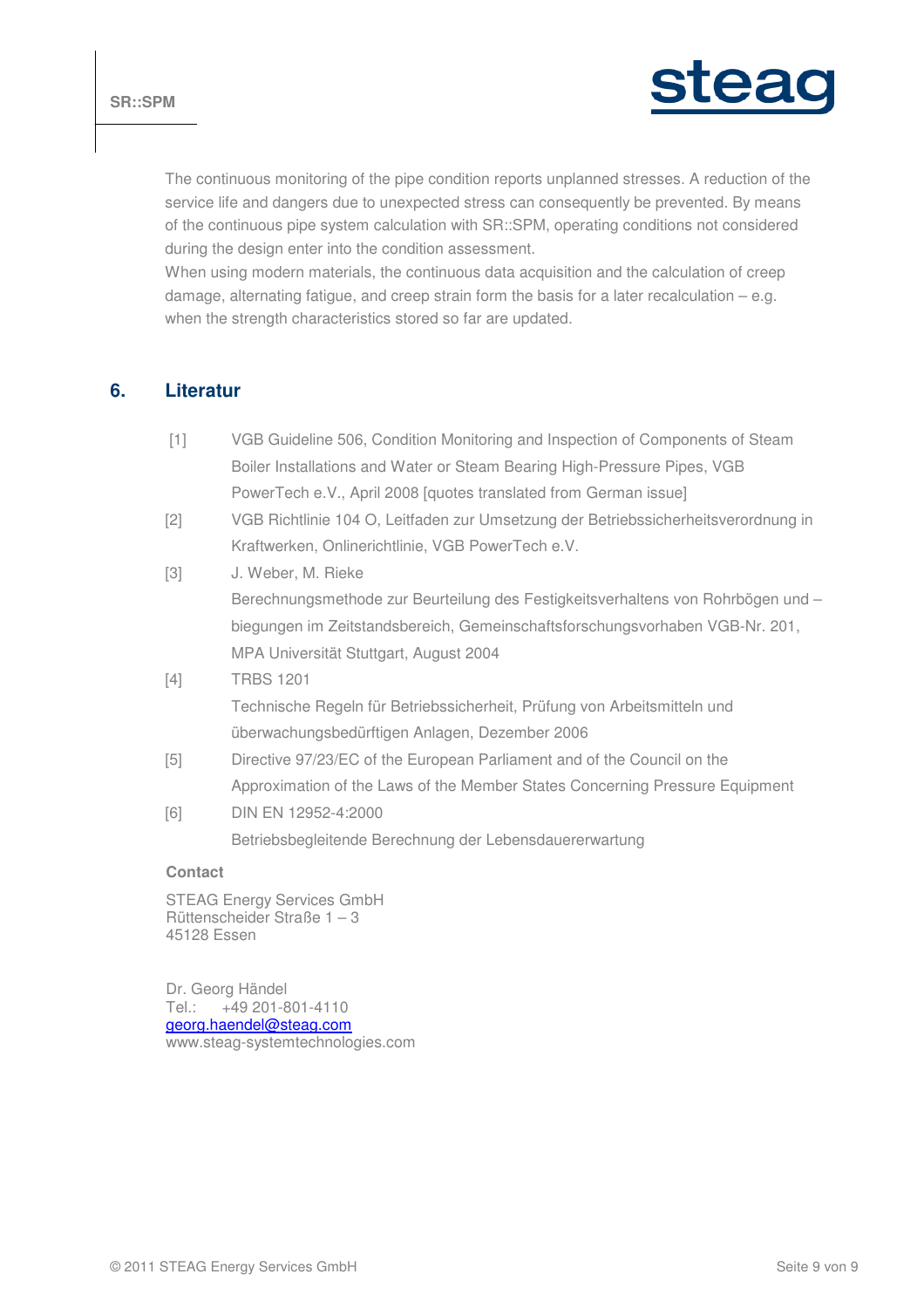The continuous monitoring of the pipe condition reports unplanned stresses. A reduction of the service life and dangers due to unexpected stress can consequently be prevented. By means of the continuous pipe system calculation with SR::SPM, operating conditions not considered during the design enter into the condition assessment.
When using modern materials, the continuous data acquisition and the calculation of creep damage, alternating fatigue, and creep strain form the basis for a later recalculation – e.g. when the strength characteristics stored so far are updated.

## 6. Literatur

[1] VGB Guideline 506, Condition Monitoring and Inspection of Components of Steam Boiler Installations and Water or Steam Bearing High-Pressure Pipes, VGB PowerTech e.V., April 2008 [quotes translated from German issue]

[2] VGB Richtlinie 104 O, Leitfaden zur Umsetzung der Betriebssicherheitsverordnung in Kraftwerken, Onlinerichtlinie, VGB PowerTech e.V.

[3] J. Weber, M. Rieke
Berechnungsmethode zur Beurteilung des Festigkeitsverhaltens von Rohrbögen und –biegungen im Zeitstandsbereich, Gemeinschaftsforschungsvorhaben VGB-Nr. 201, MPA Universität Stuttgart, August 2004

[4] TRBS 1201
Technische Regeln für Betriebssicherheit, Prüfung von Arbeitsmitteln und überwachungsbedürftigen Anlagen, Dezember 2006

[5] Directive 97/23/EC of the European Parliament and of the Council on the Approximation of the Laws of the Member States Concerning Pressure Equipment

[6] DIN EN 12952-4:2000
Betriebsbegleitende Berechnung der Lebensdauererwartung

**Contact**

STEAG Energy Services GmbH
Rüttenscheider Straße 1 – 3
45128 Essen

Dr. Georg Händel
Tel.: +49 201-801-4110
georg.haendel@steag.com
www.steag-systemtechnologies.com